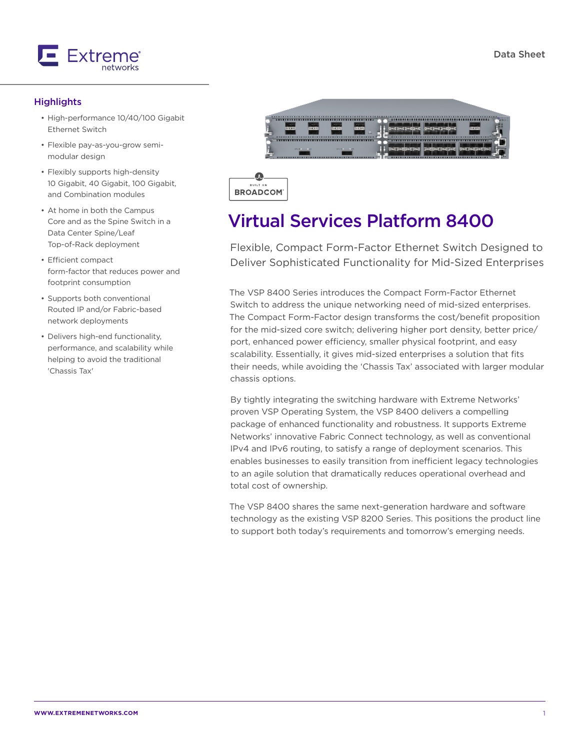Data Sheet

## Highlights

- High-performance 10/40/100 Gigabit Ethernet Switch
- Flexible pay-as-you-grow semi-modular design
- Flexibly supports high-density 10 Gigabit, 40 Gigabit, 100 Gigabit, and Combination modules
- At home in both the Campus Core and as the Spine Switch in a Data Center Spine/Leaf Top-of-Rack deployment
- Efficient compact form-factor that reduces power and footprint consumption
- Supports both conventional Routed IP and/or Fabric-based network deployments
- Delivers high-end functionality, performance, and scalability while helping to avoid the traditional 'Chassis Tax'

# Virtual Services Platform 8400

## Flexible, Compact Form-Factor Ethernet Switch Designed to Deliver Sophisticated Functionality for Mid-Sized Enterprises

The VSP 8400 Series introduces the Compact Form-Factor Ethernet Switch to address the unique networking need of mid-sized enterprises. The Compact Form-Factor design transforms the cost/benefit proposition for the mid-sized core switch; delivering higher port density, better price/port, enhanced power efficiency, smaller physical footprint, and easy scalability. Essentially, it gives mid-sized enterprises a solution that fits their needs, while avoiding the 'Chassis Tax' associated with larger modular chassis options.

By tightly integrating the switching hardware with Extreme Networks' proven VSP Operating System, the VSP 8400 delivers a compelling package of enhanced functionality and robustness. It supports Extreme Networks' innovative Fabric Connect technology, as well as conventional IPv4 and IPv6 routing, to satisfy a range of deployment scenarios. This enables businesses to easily transition from inefficient legacy technologies to an agile solution that dramatically reduces operational overhead and total cost of ownership.

The VSP 8400 shares the same next-generation hardware and software technology as the existing VSP 8200 Series. This positions the product line to support both today's requirements and tomorrow's emerging needs.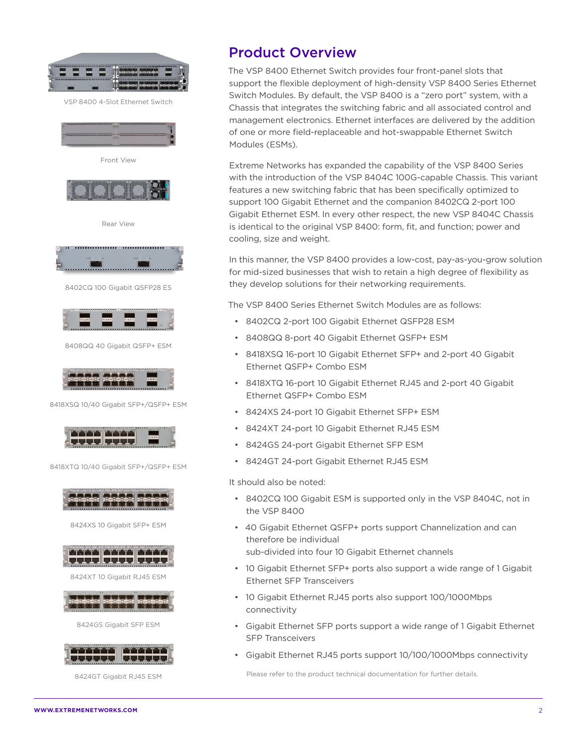VSP 8400 4-Slot Ethernet Switch

Front View

Rear View

8402CQ 100 Gigabit QSFP28 ES

8408QQ 40 Gigabit QSFP+ ESM

8418XSQ 10/40 Gigabit SFP+/QSFP+ ESM

8418XTQ 10/40 Gigabit SFP+/QSFP+ ESM

8424XS 10 Gigabit SFP+ ESM

8424XT 10 Gigabit RJ45 ESM

8424GS Gigabit SFP ESM

8424GT Gigabit RJ45 ESM

## Product Overview

The VSP 8400 Ethernet Switch provides four front-panel slots that support the flexible deployment of high-density VSP 8400 Series Ethernet Switch Modules. By default, the VSP 8400 is a "zero port" system, with a Chassis that integrates the switching fabric and all associated control and management electronics. Ethernet interfaces are delivered by the addition of one or more field-replaceable and hot-swappable Ethernet Switch Modules (ESMs).

Extreme Networks has expanded the capability of the VSP 8400 Series with the introduction of the VSP 8404C 100G-capable Chassis. This variant features a new switching fabric that has been specifically optimized to support 100 Gigabit Ethernet and the companion 8402CQ 2-port 100 Gigabit Ethernet ESM. In every other respect, the new VSP 8404C Chassis is identical to the original VSP 8400: form, fit, and function; power and cooling, size and weight.

In this manner, the VSP 8400 provides a low-cost, pay-as-you-grow solution for mid-sized businesses that wish to retain a high degree of flexibility as they develop solutions for their networking requirements.

The VSP 8400 Series Ethernet Switch Modules are as follows:

- 8402CQ 2-port 100 Gigabit Ethernet QSFP28 ESM
- 8408QQ 8-port 40 Gigabit Ethernet QSFP+ ESM
- 8418XSQ 16-port 10 Gigabit Ethernet SFP+ and 2-port 40 Gigabit Ethernet QSFP+ Combo ESM
- 8418XTQ 16-port 10 Gigabit Ethernet RJ45 and 2-port 40 Gigabit Ethernet QSFP+ Combo ESM
- 8424XS 24-port 10 Gigabit Ethernet SFP+ ESM
- 8424XT 24-port 10 Gigabit Ethernet RJ45 ESM
- 8424GS 24-port Gigabit Ethernet SFP ESM
- 8424GT 24-port Gigabit Ethernet RJ45 ESM

It should also be noted:

- 8402CQ 100 Gigabit ESM is supported only in the VSP 8404C, not in the VSP 8400
- 40 Gigabit Ethernet QSFP+ ports support Channelization and can therefore be individual sub-divided into four 10 Gigabit Ethernet channels
- 10 Gigabit Ethernet SFP+ ports also support a wide range of 1 Gigabit Ethernet SFP Transceivers
- 10 Gigabit Ethernet RJ45 ports also support 100/1000Mbps connectivity
- Gigabit Ethernet SFP ports support a wide range of 1 Gigabit Ethernet SFP Transceivers
- Gigabit Ethernet RJ45 ports support 10/100/1000Mbps connectivity

Please refer to the product technical documentation for further details.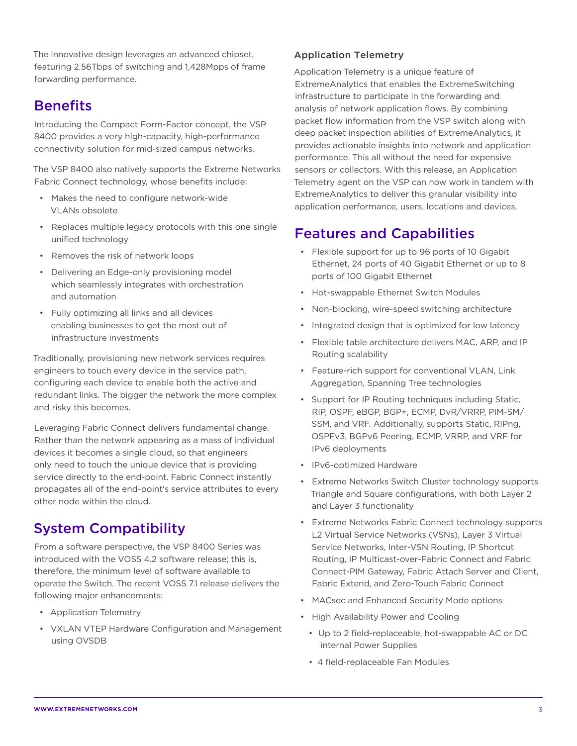The innovative design leverages an advanced chipset, featuring 2.56Tbps of switching and 1,428Mpps of frame forwarding performance.

## Benefits

Introducing the Compact Form-Factor concept, the VSP 8400 provides a very high-capacity, high-performance connectivity solution for mid-sized campus networks.

The VSP 8400 also natively supports the Extreme Networks Fabric Connect technology, whose benefits include:

- Makes the need to configure network-wide VLANs obsolete
- Replaces multiple legacy protocols with this one single unified technology
- Removes the risk of network loops
- Delivering an Edge-only provisioning model which seamlessly integrates with orchestration and automation
- Fully optimizing all links and all devices enabling businesses to get the most out of infrastructure investments

Traditionally, provisioning new network services requires engineers to touch every device in the service path, configuring each device to enable both the active and redundant links. The bigger the network the more complex and risky this becomes.

Leveraging Fabric Connect delivers fundamental change. Rather than the network appearing as a mass of individual devices it becomes a single cloud, so that engineers only need to touch the unique device that is providing service directly to the end-point. Fabric Connect instantly propagates all of the end-point's service attributes to every other node within the cloud.

## System Compatibility

From a software perspective, the VSP 8400 Series was introduced with the VOSS 4.2 software release; this is, therefore, the minimum level of software available to operate the Switch. The recent VOSS 7.1 release delivers the following major enhancements:

- Application Telemetry
- VXLAN VTEP Hardware Configuration and Management using OVSDB

### Application Telemetry

Application Telemetry is a unique feature of ExtremeAnalytics that enables the ExtremeSwitching infrastructure to participate in the forwarding and analysis of network application flows. By combining packet flow information from the VSP switch along with deep packet inspection abilities of ExtremeAnalytics, it provides actionable insights into network and application performance. This all without the need for expensive sensors or collectors. With this release, an Application Telemetry agent on the VSP can now work in tandem with ExtremeAnalytics to deliver this granular visibility into application performance, users, locations and devices.

## Features and Capabilities

- Flexible support for up to 96 ports of 10 Gigabit Ethernet, 24 ports of 40 Gigabit Ethernet or up to 8 ports of 100 Gigabit Ethernet
- Hot-swappable Ethernet Switch Modules
- Non-blocking, wire-speed switching architecture
- Integrated design that is optimized for low latency
- Flexible table architecture delivers MAC, ARP, and IP Routing scalability
- Feature-rich support for conventional VLAN, Link Aggregation, Spanning Tree technologies
- Support for IP Routing techniques including Static, RIP, OSPF, eBGP, BGP+, ECMP, DvR/VRRP, PIM-SM/SSM, and VRF. Additionally, supports Static, RIPng, OSPFv3, BGPv6 Peering, ECMP, VRRP, and VRF for IPv6 deployments
- IPv6-optimized Hardware
- Extreme Networks Switch Cluster technology supports Triangle and Square configurations, with both Layer 2 and Layer 3 functionality
- Extreme Networks Fabric Connect technology supports L2 Virtual Service Networks (VSNs), Layer 3 Virtual Service Networks, Inter-VSN Routing, IP Shortcut Routing, IP Multicast-over-Fabric Connect and Fabric Connect-PIM Gateway, Fabric Attach Server and Client, Fabric Extend, and Zero-Touch Fabric Connect
- MACsec and Enhanced Security Mode options
- High Availability Power and Cooling
  - Up to 2 field-replaceable, hot-swappable AC or DC internal Power Supplies
  - 4 field-replaceable Fan Modules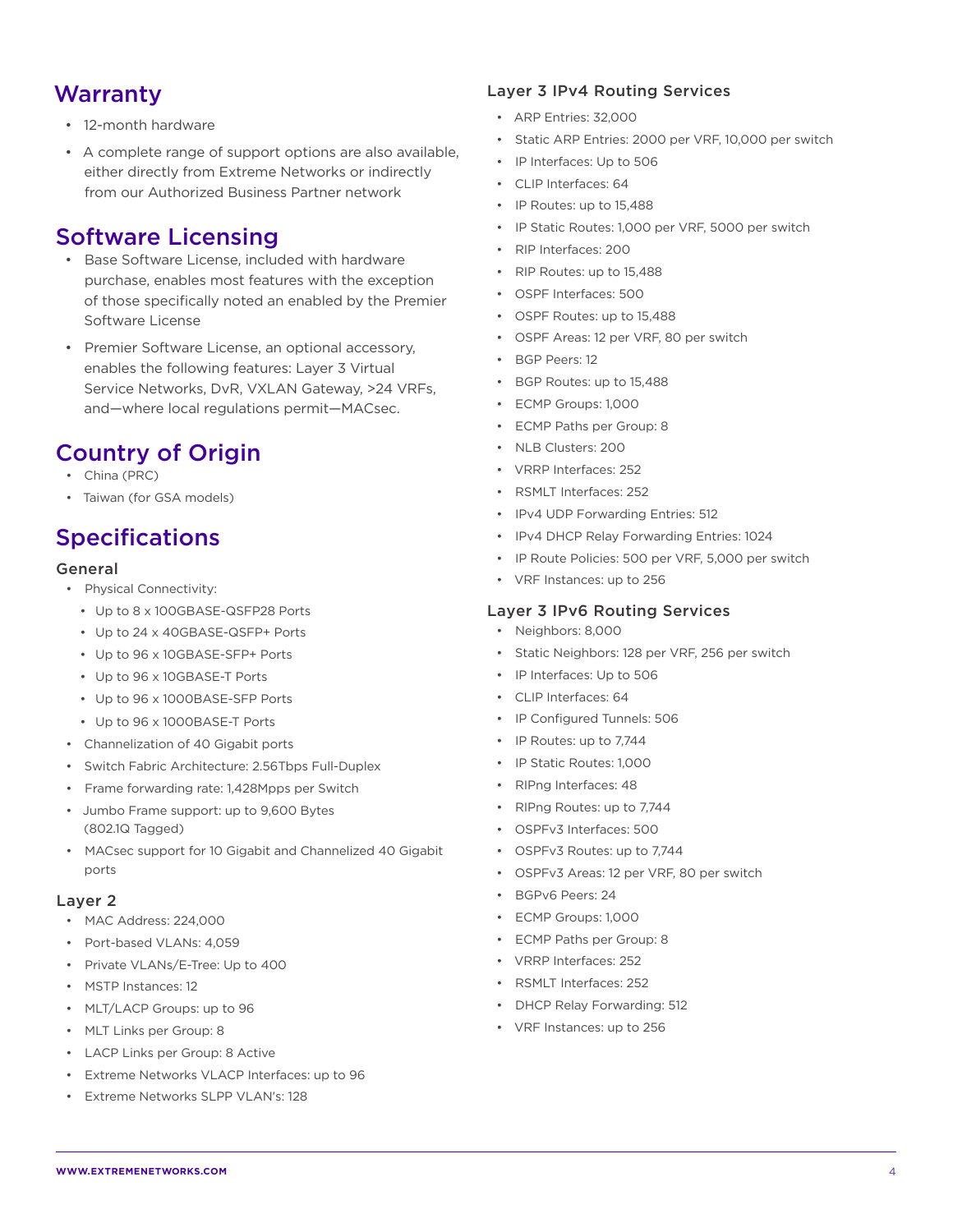## Warranty

- 12-month hardware
- A complete range of support options are also available, either directly from Extreme Networks or indirectly from our Authorized Business Partner network

## Software Licensing

- Base Software License, included with hardware purchase, enables most features with the exception of those specifically noted an enabled by the Premier Software License
- Premier Software License, an optional accessory, enables the following features: Layer 3 Virtual Service Networks, DvR, VXLAN Gateway, >24 VRFs, and—where local regulations permit—MACsec.

## Country of Origin

- China (PRC)
- Taiwan (for GSA models)

## Specifications

### General

- Physical Connectivity:
  - Up to 8 x 100GBASE-QSFP28 Ports
  - Up to 24 x 40GBASE-QSFP+ Ports
  - Up to 96 x 10GBASE-SFP+ Ports
  - Up to 96 x 10GBASE-T Ports
  - Up to 96 x 1000BASE-SFP Ports
  - Up to 96 x 1000BASE-T Ports
- Channelization of 40 Gigabit ports
- Switch Fabric Architecture: 2.56Tbps Full-Duplex
- Frame forwarding rate: 1,428Mpps per Switch
- Jumbo Frame support: up to 9,600 Bytes (802.1Q Tagged)
- MACsec support for 10 Gigabit and Channelized 40 Gigabit ports

### Layer 2

- MAC Address: 224,000
- Port-based VLANs: 4,059
- Private VLANs/E-Tree: Up to 400
- MSTP Instances: 12
- MLT/LACP Groups: up to 96
- MLT Links per Group: 8
- LACP Links per Group: 8 Active
- Extreme Networks VLACP Interfaces: up to 96
- Extreme Networks SLPP VLAN's: 128

### Layer 3 IPv4 Routing Services

- ARP Entries: 32,000
- Static ARP Entries: 2000 per VRF, 10,000 per switch
- IP Interfaces: Up to 506
- CLIP Interfaces: 64
- IP Routes: up to 15,488
- IP Static Routes: 1,000 per VRF, 5000 per switch
- RIP Interfaces: 200
- RIP Routes: up to 15,488
- OSPF Interfaces: 500
- OSPF Routes: up to 15,488
- OSPF Areas: 12 per VRF, 80 per switch
- BGP Peers: 12
- BGP Routes: up to 15,488
- ECMP Groups: 1,000
- ECMP Paths per Group: 8
- NLB Clusters: 200
- VRRP Interfaces: 252
- RSMLT Interfaces: 252
- IPv4 UDP Forwarding Entries: 512
- IPv4 DHCP Relay Forwarding Entries: 1024
- IP Route Policies: 500 per VRF, 5,000 per switch
- VRF Instances: up to 256

### Layer 3 IPv6 Routing Services

- Neighbors: 8,000
- Static Neighbors: 128 per VRF, 256 per switch
- IP Interfaces: Up to 506
- CLIP Interfaces: 64
- IP Configured Tunnels: 506
- IP Routes: up to 7,744
- IP Static Routes: 1,000
- RIPng Interfaces: 48
- RIPng Routes: up to 7,744
- OSPFv3 Interfaces: 500
- OSPFv3 Routes: up to 7,744
- OSPFv3 Areas: 12 per VRF, 80 per switch
- BGPv6 Peers: 24
- ECMP Groups: 1,000
- ECMP Paths per Group: 8
- VRRP Interfaces: 252
- RSMLT Interfaces: 252
- DHCP Relay Forwarding: 512
- VRF Instances: up to 256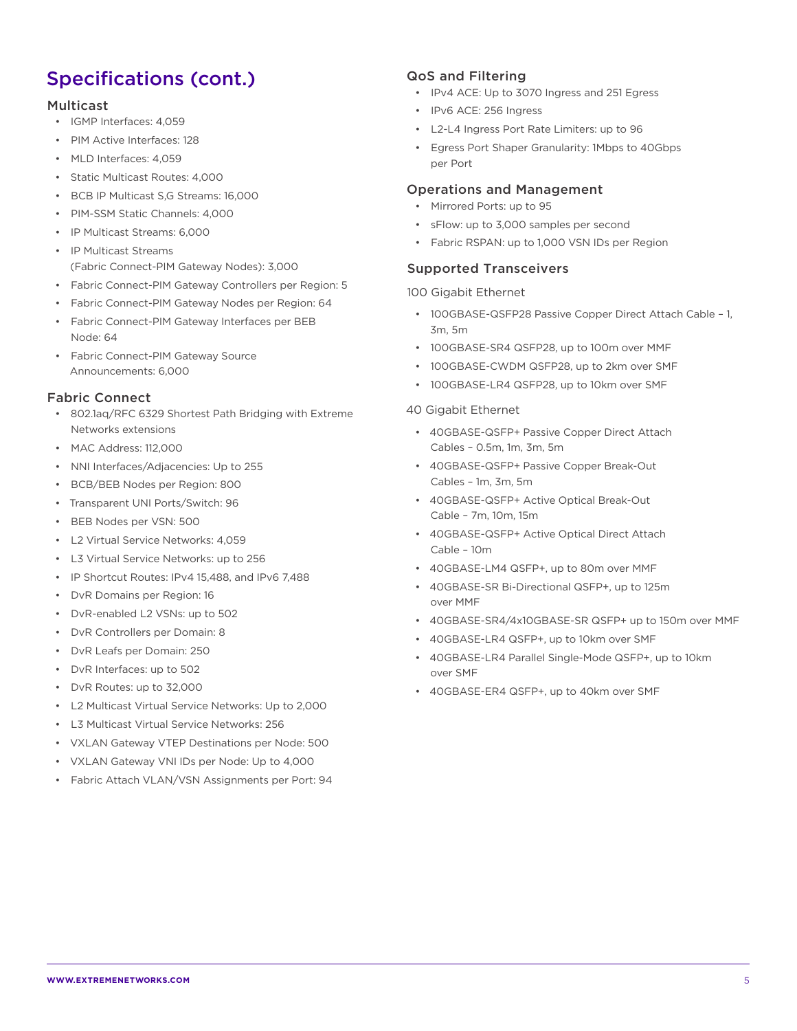## Specifications (cont.)

### Multicast

- IGMP Interfaces: 4,059
- PIM Active Interfaces: 128
- MLD Interfaces: 4,059
- Static Multicast Routes: 4,000
- BCB IP Multicast S,G Streams: 16,000
- PIM-SSM Static Channels: 4,000
- IP Multicast Streams: 6,000
- IP Multicast Streams (Fabric Connect-PIM Gateway Nodes): 3,000
- Fabric Connect-PIM Gateway Controllers per Region: 5
- Fabric Connect-PIM Gateway Nodes per Region: 64
- Fabric Connect-PIM Gateway Interfaces per BEB Node: 64
- Fabric Connect-PIM Gateway Source Announcements: 6,000

### Fabric Connect

- 802.1aq/RFC 6329 Shortest Path Bridging with Extreme Networks extensions
- MAC Address: 112,000
- NNI Interfaces/Adjacencies: Up to 255
- BCB/BEB Nodes per Region: 800
- Transparent UNI Ports/Switch: 96
- BEB Nodes per VSN: 500
- L2 Virtual Service Networks: 4,059
- L3 Virtual Service Networks: up to 256
- IP Shortcut Routes: IPv4 15,488, and IPv6 7,488
- DvR Domains per Region: 16
- DvR-enabled L2 VSNs: up to 502
- DvR Controllers per Domain: 8
- DvR Leafs per Domain: 250
- DvR Interfaces: up to 502
- DvR Routes: up to 32,000
- L2 Multicast Virtual Service Networks: Up to 2,000
- L3 Multicast Virtual Service Networks: 256
- VXLAN Gateway VTEP Destinations per Node: 500
- VXLAN Gateway VNI IDs per Node: Up to 4,000
- Fabric Attach VLAN/VSN Assignments per Port: 94

### QoS and Filtering

- IPv4 ACE: Up to 3070 Ingress and 251 Egress
- IPv6 ACE: 256 Ingress
- L2-L4 Ingress Port Rate Limiters: up to 96
- Egress Port Shaper Granularity: 1Mbps to 40Gbps per Port

### Operations and Management

- Mirrored Ports: up to 95
- sFlow: up to 3,000 samples per second
- Fabric RSPAN: up to 1,000 VSN IDs per Region

### Supported Transceivers

100 Gigabit Ethernet

- 100GBASE-QSFP28 Passive Copper Direct Attach Cable – 1, 3m, 5m
- 100GBASE-SR4 QSFP28, up to 100m over MMF
- 100GBASE-CWDM QSFP28, up to 2km over SMF
- 100GBASE-LR4 QSFP28, up to 10km over SMF

40 Gigabit Ethernet

- 40GBASE-QSFP+ Passive Copper Direct Attach Cables – 0.5m, 1m, 3m, 5m
- 40GBASE-QSFP+ Passive Copper Break-Out Cables – 1m, 3m, 5m
- 40GBASE-QSFP+ Active Optical Break-Out Cable – 7m, 10m, 15m
- 40GBASE-QSFP+ Active Optical Direct Attach Cable – 10m
- 40GBASE-LM4 QSFP+, up to 80m over MMF
- 40GBASE-SR Bi-Directional QSFP+, up to 125m over MMF
- 40GBASE-SR4/4x10GBASE-SR QSFP+ up to 150m over MMF
- 40GBASE-LR4 QSFP+, up to 10km over SMF
- 40GBASE-LR4 Parallel Single-Mode QSFP+, up to 10km over SMF
- 40GBASE-ER4 QSFP+, up to 40km over SMF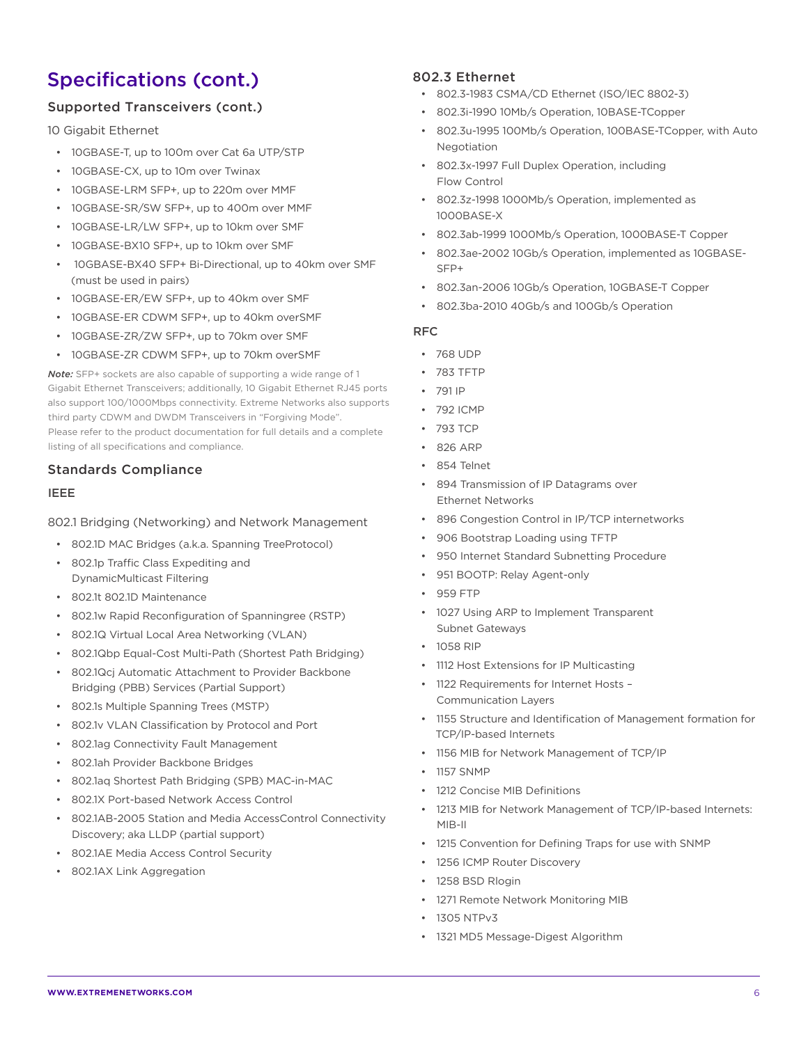# Specifications (cont.)

## Supported Transceivers (cont.)

10 Gigabit Ethernet

- 10GBASE-T, up to 100m over Cat 6a UTP/STP
- 10GBASE-CX, up to 10m over Twinax
- 10GBASE-LRM SFP+, up to 220m over MMF
- 10GBASE-SR/SW SFP+, up to 400m over MMF
- 10GBASE-LR/LW SFP+, up to 10km over SMF
- 10GBASE-BX10 SFP+, up to 10km over SMF
- 10GBASE-BX40 SFP+ Bi-Directional, up to 40km over SMF (must be used in pairs)
- 10GBASE-ER/EW SFP+, up to 40km over SMF
- 10GBASE-ER CDWM SFP+, up to 40km overSMF
- 10GBASE-ZR/ZW SFP+, up to 70km over SMF
- 10GBASE-ZR CDWM SFP+, up to 70km overSMF

***Note:*** SFP+ sockets are also capable of supporting a wide range of 1 Gigabit Ethernet Transceivers; additionally, 10 Gigabit Ethernet RJ45 ports also support 100/1000Mbps connectivity. Extreme Networks also supports third party CDWM and DWDM Transceivers in "Forgiving Mode". Please refer to the product documentation for full details and a complete listing of all specifications and compliance.

## Standards Compliance

### IEEE

802.1 Bridging (Networking) and Network Management

- 802.1D MAC Bridges (a.k.a. Spanning TreeProtocol)
- 802.1p Traffic Class Expediting and DynamicMulticast Filtering
- 802.1t 802.1D Maintenance
- 802.1w Rapid Reconfiguration of Spanningree (RSTP)
- 802.1Q Virtual Local Area Networking (VLAN)
- 802.1Qbp Equal-Cost Multi-Path (Shortest Path Bridging)
- 802.1Qcj Automatic Attachment to Provider Backbone Bridging (PBB) Services (Partial Support)
- 802.1s Multiple Spanning Trees (MSTP)
- 802.1v VLAN Classification by Protocol and Port
- 802.1ag Connectivity Fault Management
- 802.1ah Provider Backbone Bridges
- 802.1aq Shortest Path Bridging (SPB) MAC-in-MAC
- 802.1X Port-based Network Access Control
- 802.1AB-2005 Station and Media AccessControl Connectivity Discovery; aka LLDP (partial support)
- 802.1AE Media Access Control Security
- 802.1AX Link Aggregation

### 802.3 Ethernet

- 802.3-1983 CSMA/CD Ethernet (ISO/IEC 8802-3)
- 802.3i-1990 10Mb/s Operation, 10BASE-TCopper
- 802.3u-1995 100Mb/s Operation, 100BASE-TCopper, with Auto Negotiation
- 802.3x-1997 Full Duplex Operation, including Flow Control
- 802.3z-1998 1000Mb/s Operation, implemented as 1000BASE-X
- 802.3ab-1999 1000Mb/s Operation, 1000BASE-T Copper
- 802.3ae-2002 10Gb/s Operation, implemented as 10GBASE-SFP+
- 802.3an-2006 10Gb/s Operation, 10GBASE-T Copper
- 802.3ba-2010 40Gb/s and 100Gb/s Operation

### RFC

- 768 UDP
- 783 TFTP
- 791 IP
- 792 ICMP
- 793 TCP
- 826 ARP
- 854 Telnet
- 894 Transmission of IP Datagrams over Ethernet Networks
- 896 Congestion Control in IP/TCP internetworks
- 906 Bootstrap Loading using TFTP
- 950 Internet Standard Subnetting Procedure
- 951 BOOTP: Relay Agent-only
- 959 FTP
- 1027 Using ARP to Implement Transparent Subnet Gateways
- 1058 RIP
- 1112 Host Extensions for IP Multicasting
- 1122 Requirements for Internet Hosts – Communication Layers
- 1155 Structure and Identification of Management formation for TCP/IP-based Internets
- 1156 MIB for Network Management of TCP/IP
- 1157 SNMP
- 1212 Concise MIB Definitions
- 1213 MIB for Network Management of TCP/IP-based Internets: MIB-II
- 1215 Convention for Defining Traps for use with SNMP
- 1256 ICMP Router Discovery
- 1258 BSD Rlogin
- 1271 Remote Network Monitoring MIB
- 1305 NTPv3
- 1321 MD5 Message-Digest Algorithm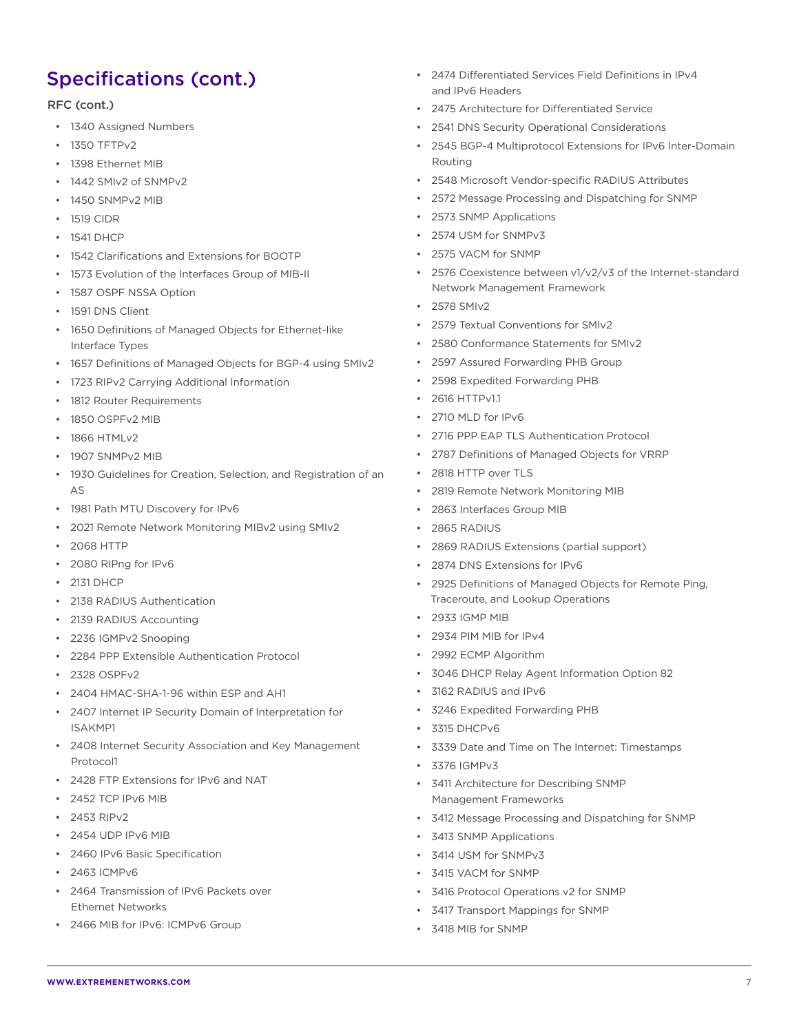## Specifications (cont.)

**RFC (cont.)**

- 1340 Assigned Numbers
- 1350 TFTPv2
- 1398 Ethernet MIB
- 1442 SMIv2 of SNMPv2
- 1450 SNMPv2 MIB
- 1519 CIDR
- 1541 DHCP
- 1542 Clarifications and Extensions for BOOTP
- 1573 Evolution of the Interfaces Group of MIB-II
- 1587 OSPF NSSA Option
- 1591 DNS Client
- 1650 Definitions of Managed Objects for Ethernet-like Interface Types
- 1657 Definitions of Managed Objects for BGP-4 using SMIv2
- 1723 RIPv2 Carrying Additional Information
- 1812 Router Requirements
- 1850 OSPFv2 MIB
- 1866 HTMLv2
- 1907 SNMPv2 MIB
- 1930 Guidelines for Creation, Selection, and Registration of an AS
- 1981 Path MTU Discovery for IPv6
- 2021 Remote Network Monitoring MIBv2 using SMIv2
- 2068 HTTP
- 2080 RIPng for IPv6
- 2131 DHCP
- 2138 RADIUS Authentication
- 2139 RADIUS Accounting
- 2236 IGMPv2 Snooping
- 2284 PPP Extensible Authentication Protocol
- 2328 OSPFv2
- 2404 HMAC-SHA-1-96 within ESP and AH1
- 2407 Internet IP Security Domain of Interpretation for ISAKMP1
- 2408 Internet Security Association and Key Management Protocol1
- 2428 FTP Extensions for IPv6 and NAT
- 2452 TCP IPv6 MIB
- 2453 RIPv2
- 2454 UDP IPv6 MIB
- 2460 IPv6 Basic Specification
- 2463 ICMPv6
- 2464 Transmission of IPv6 Packets over Ethernet Networks
- 2466 MIB for IPv6: ICMPv6 Group
- 2474 Differentiated Services Field Definitions in IPv4 and IPv6 Headers
- 2475 Architecture for Differentiated Service
- 2541 DNS Security Operational Considerations
- 2545 BGP-4 Multiprotocol Extensions for IPv6 Inter-Domain Routing
- 2548 Microsoft Vendor-specific RADIUS Attributes
- 2572 Message Processing and Dispatching for SNMP
- 2573 SNMP Applications
- 2574 USM for SNMPv3
- 2575 VACM for SNMP
- 2576 Coexistence between v1/v2/v3 of the Internet-standard Network Management Framework
- 2578 SMIv2
- 2579 Textual Conventions for SMIv2
- 2580 Conformance Statements for SMIv2
- 2597 Assured Forwarding PHB Group
- 2598 Expedited Forwarding PHB
- 2616 HTTPv1.1
- 2710 MLD for IPv6
- 2716 PPP EAP TLS Authentication Protocol
- 2787 Definitions of Managed Objects for VRRP
- 2818 HTTP over TLS
- 2819 Remote Network Monitoring MIB
- 2863 Interfaces Group MIB
- 2865 RADIUS
- 2869 RADIUS Extensions (partial support)
- 2874 DNS Extensions for IPv6
- 2925 Definitions of Managed Objects for Remote Ping, Traceroute, and Lookup Operations
- 2933 IGMP MIB
- 2934 PIM MIB for IPv4
- 2992 ECMP Algorithm
- 3046 DHCP Relay Agent Information Option 82
- 3162 RADIUS and IPv6
- 3246 Expedited Forwarding PHB
- 3315 DHCPv6
- 3339 Date and Time on The Internet: Timestamps
- 3376 IGMPv3
- 3411 Architecture for Describing SNMP Management Frameworks
- 3412 Message Processing and Dispatching for SNMP
- 3413 SNMP Applications
- 3414 USM for SNMPv3
- 3415 VACM for SNMP
- 3416 Protocol Operations v2 for SNMP
- 3417 Transport Mappings for SNMP
- 3418 MIB for SNMP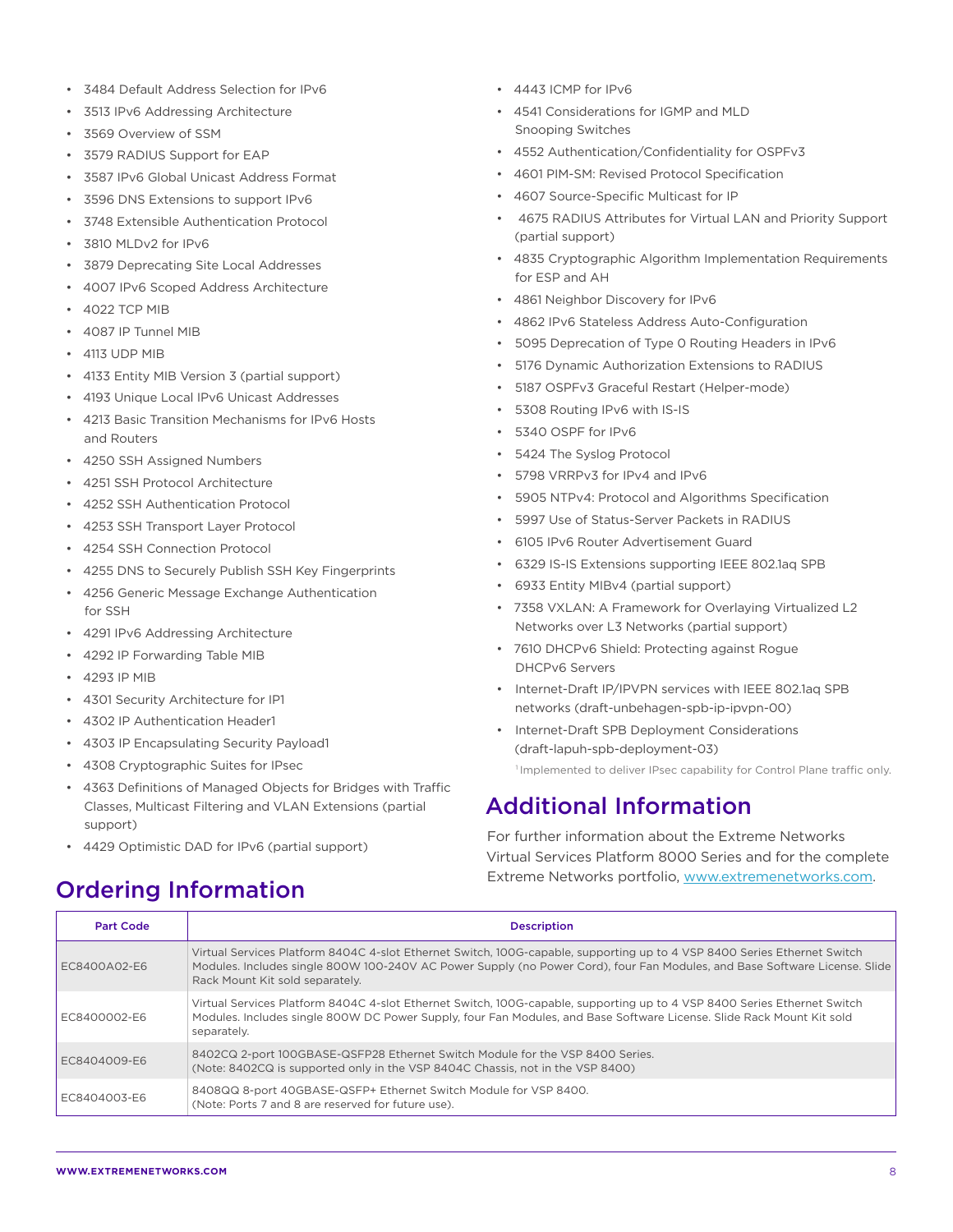- 3484 Default Address Selection for IPv6
- 3513 IPv6 Addressing Architecture
- 3569 Overview of SSM
- 3579 RADIUS Support for EAP
- 3587 IPv6 Global Unicast Address Format
- 3596 DNS Extensions to support IPv6
- 3748 Extensible Authentication Protocol
- 3810 MLDv2 for IPv6
- 3879 Deprecating Site Local Addresses
- 4007 IPv6 Scoped Address Architecture
- 4022 TCP MIB
- 4087 IP Tunnel MIB
- 4113 UDP MIB
- 4133 Entity MIB Version 3 (partial support)
- 4193 Unique Local IPv6 Unicast Addresses
- 4213 Basic Transition Mechanisms for IPv6 Hosts and Routers
- 4250 SSH Assigned Numbers
- 4251 SSH Protocol Architecture
- 4252 SSH Authentication Protocol
- 4253 SSH Transport Layer Protocol
- 4254 SSH Connection Protocol
- 4255 DNS to Securely Publish SSH Key Fingerprints
- 4256 Generic Message Exchange Authentication for SSH
- 4291 IPv6 Addressing Architecture
- 4292 IP Forwarding Table MIB
- 4293 IP MIB
- 4301 Security Architecture for IP[1]
- 4302 IP Authentication Header[1]
- 4303 IP Encapsulating Security Payload[1]
- 4308 Cryptographic Suites for IPsec
- 4363 Definitions of Managed Objects for Bridges with Traffic Classes, Multicast Filtering and VLAN Extensions (partial support)
- 4429 Optimistic DAD for IPv6 (partial support)
- 4443 ICMP for IPv6
- 4541 Considerations for IGMP and MLD Snooping Switches
- 4552 Authentication/Confidentiality for OSPFv3
- 4601 PIM-SM: Revised Protocol Specification
- 4607 Source-Specific Multicast for IP
- 4675 RADIUS Attributes for Virtual LAN and Priority Support (partial support)
- 4835 Cryptographic Algorithm Implementation Requirements for ESP and AH
- 4861 Neighbor Discovery for IPv6
- 4862 IPv6 Stateless Address Auto-Configuration
- 5095 Deprecation of Type 0 Routing Headers in IPv6
- 5176 Dynamic Authorization Extensions to RADIUS
- 5187 OSPFv3 Graceful Restart (Helper-mode)
- 5308 Routing IPv6 with IS-IS
- 5340 OSPF for IPv6
- 5424 The Syslog Protocol
- 5798 VRRPv3 for IPv4 and IPv6
- 5905 NTPv4: Protocol and Algorithms Specification
- 5997 Use of Status-Server Packets in RADIUS
- 6105 IPv6 Router Advertisement Guard
- 6329 IS-IS Extensions supporting IEEE 802.1aq SPB
- 6933 Entity MIBv4 (partial support)
- 7358 VXLAN: A Framework for Overlaying Virtualized L2 Networks over L3 Networks (partial support)
- 7610 DHCPv6 Shield: Protecting against Rogue DHCPv6 Servers
- Internet-Draft IP/IPVPN services with IEEE 802.1aq SPB networks (draft-unbehagen-spb-ip-ipvpn-00)
- Internet-Draft SPB Deployment Considerations (draft-lapuh-spb-deployment-03)

[1] Implemented to deliver IPsec capability for Control Plane traffic only.

## Additional Information

For further information about the Extreme Networks Virtual Services Platform 8000 Series and for the complete Extreme Networks portfolio, www.extremenetworks.com.

## Ordering Information

| Part Code | Description |
|---|---|
| EC8400A02-E6 | Virtual Services Platform 8404C 4-slot Ethernet Switch, 100G-capable, supporting up to 4 VSP 8400 Series Ethernet Switch Modules. Includes single 800W 100-240V AC Power Supply (no Power Cord), four Fan Modules, and Base Software License. Slide Rack Mount Kit sold separately. |
| EC8400002-E6 | Virtual Services Platform 8404C 4-slot Ethernet Switch, 100G-capable, supporting up to 4 VSP 8400 Series Ethernet Switch Modules. Includes single 800W DC Power Supply, four Fan Modules, and Base Software License. Slide Rack Mount Kit sold separately. |
| EC8404009-E6 | 8402CQ 2-port 100GBASE-QSFP28 Ethernet Switch Module for the VSP 8400 Series. (Note: 8402CQ is supported only in the VSP 8404C Chassis, not in the VSP 8400) |
| EC8404003-E6 | 8408QQ 8-port 40GBASE-QSFP+ Ethernet Switch Module for VSP 8400. (Note: Ports 7 and 8 are reserved for future use). |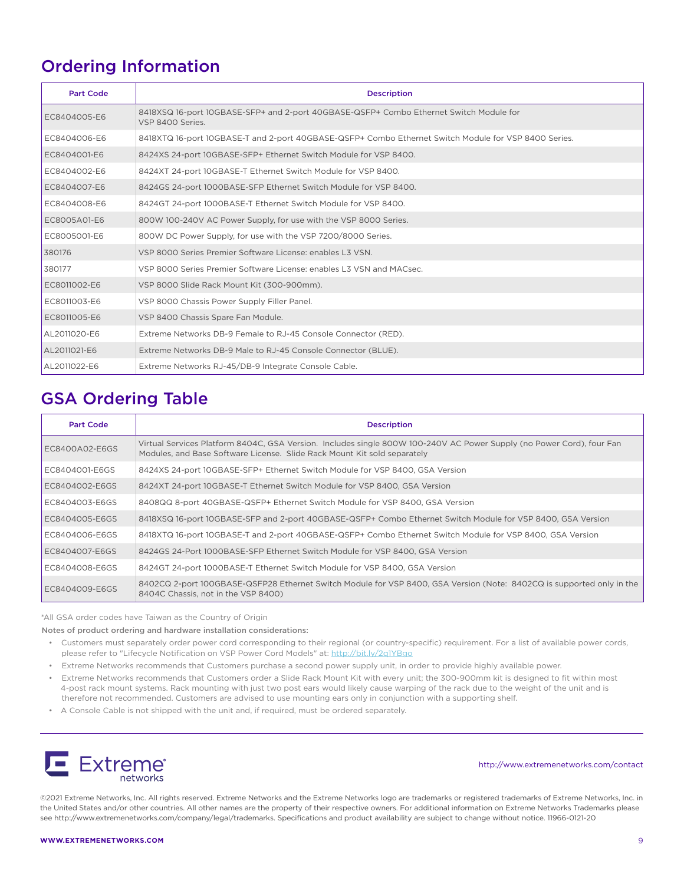## Ordering Information

| Part Code | Description |
|---|---|
| EC8404005-E6 | 8418XSQ 16-port 10GBASE-SFP+ and 2-port 40GBASE-QSFP+ Combo Ethernet Switch Module for VSP 8400 Series. |
| EC8404006-E6 | 8418XTQ 16-port 10GBASE-T and 2-port 40GBASE-QSFP+ Combo Ethernet Switch Module for VSP 8400 Series. |
| EC8404001-E6 | 8424XS 24-port 10GBASE-SFP+ Ethernet Switch Module for VSP 8400. |
| EC8404002-E6 | 8424XT 24-port 10GBASE-T Ethernet Switch Module for VSP 8400. |
| EC8404007-E6 | 8424GS 24-port 1000BASE-SFP Ethernet Switch Module for VSP 8400. |
| EC8404008-E6 | 8424GT 24-port 1000BASE-T Ethernet Switch Module for VSP 8400. |
| EC8005A01-E6 | 800W 100-240V AC Power Supply, for use with the VSP 8000 Series. |
| EC8005001-E6 | 800W DC Power Supply, for use with the VSP 7200/8000 Series. |
| 380176 | VSP 8000 Series Premier Software License: enables L3 VSN. |
| 380177 | VSP 8000 Series Premier Software License: enables L3 VSN and MACsec. |
| EC8011002-E6 | VSP 8000 Slide Rack Mount Kit (300-900mm). |
| EC8011003-E6 | VSP 8000 Chassis Power Supply Filler Panel. |
| EC8011005-E6 | VSP 8400 Chassis Spare Fan Module. |
| AL2011020-E6 | Extreme Networks DB-9 Female to RJ-45 Console Connector (RED). |
| AL2011021-E6 | Extreme Networks DB-9 Male to RJ-45 Console Connector (BLUE). |
| AL2011022-E6 | Extreme Networks RJ-45/DB-9 Integrate Console Cable. |

## GSA Ordering Table

| Part Code | Description |
|---|---|
| EC8400A02-E6GS | Virtual Services Platform 8404C, GSA Version. Includes single 800W 100-240V AC Power Supply (no Power Cord), four Fan Modules, and Base Software License. Slide Rack Mount Kit sold separately |
| EC8404001-E6GS | 8424XS 24-port 10GBASE-SFP+ Ethernet Switch Module for VSP 8400, GSA Version |
| EC8404002-E6GS | 8424XT 24-port 10GBASE-T Ethernet Switch Module for VSP 8400, GSA Version |
| EC8404003-E6GS | 8408QQ 8-port 40GBASE-QSFP+ Ethernet Switch Module for VSP 8400, GSA Version |
| EC8404005-E6GS | 8418XSQ 16-port 10GBASE-SFP and 2-port 40GBASE-QSFP+ Combo Ethernet Switch Module for VSP 8400, GSA Version |
| EC8404006-E6GS | 8418XTQ 16-port 10GBASE-T and 2-port 40GBASE-QSFP+ Combo Ethernet Switch Module for VSP 8400, GSA Version |
| EC8404007-E6GS | 8424GS 24-Port 1000BASE-SFP Ethernet Switch Module for VSP 8400, GSA Version |
| EC8404008-E6GS | 8424GT 24-port 1000BASE-T Ethernet Switch Module for VSP 8400, GSA Version |
| EC8404009-E6GS | 8402CQ 2-port 100GBASE-QSFP28 Ethernet Switch Module for VSP 8400, GSA Version (Note: 8402CQ is supported only in the 8404C Chassis, not in the VSP 8400) |

*All GSA order codes have Taiwan as the Country of Origin

**Notes of product ordering and hardware installation considerations:**

- Customers must separately order power cord corresponding to their regional (or country-specific) requirement. For a list of available power cords, please refer to "Lifecycle Notification on VSP Power Cord Models" at: http://bit.ly/2q1YBqo
- Extreme Networks recommends that Customers purchase a second power supply unit, in order to provide highly available power.
- Extreme Networks recommends that Customers order a Slide Rack Mount Kit with every unit; the 300-900mm kit is designed to fit within most 4-post rack mount systems. Rack mounting with just two post ears would likely cause warping of the rack due to the weight of the unit and is therefore not recommended. Customers are advised to use mounting ears only in conjunction with a supporting shelf.
- A Console Cable is not shipped with the unit and, if required, must be ordered separately.

http://www.extremenetworks.com/contact

©2021 Extreme Networks, Inc. All rights reserved. Extreme Networks and the Extreme Networks logo are trademarks or registered trademarks of Extreme Networks, Inc. in the United States and/or other countries. All other names are the property of their respective owners. For additional information on Extreme Networks Trademarks please see http://www.extremenetworks.com/company/legal/trademarks. Specifications and product availability are subject to change without notice. 11966-0121-20